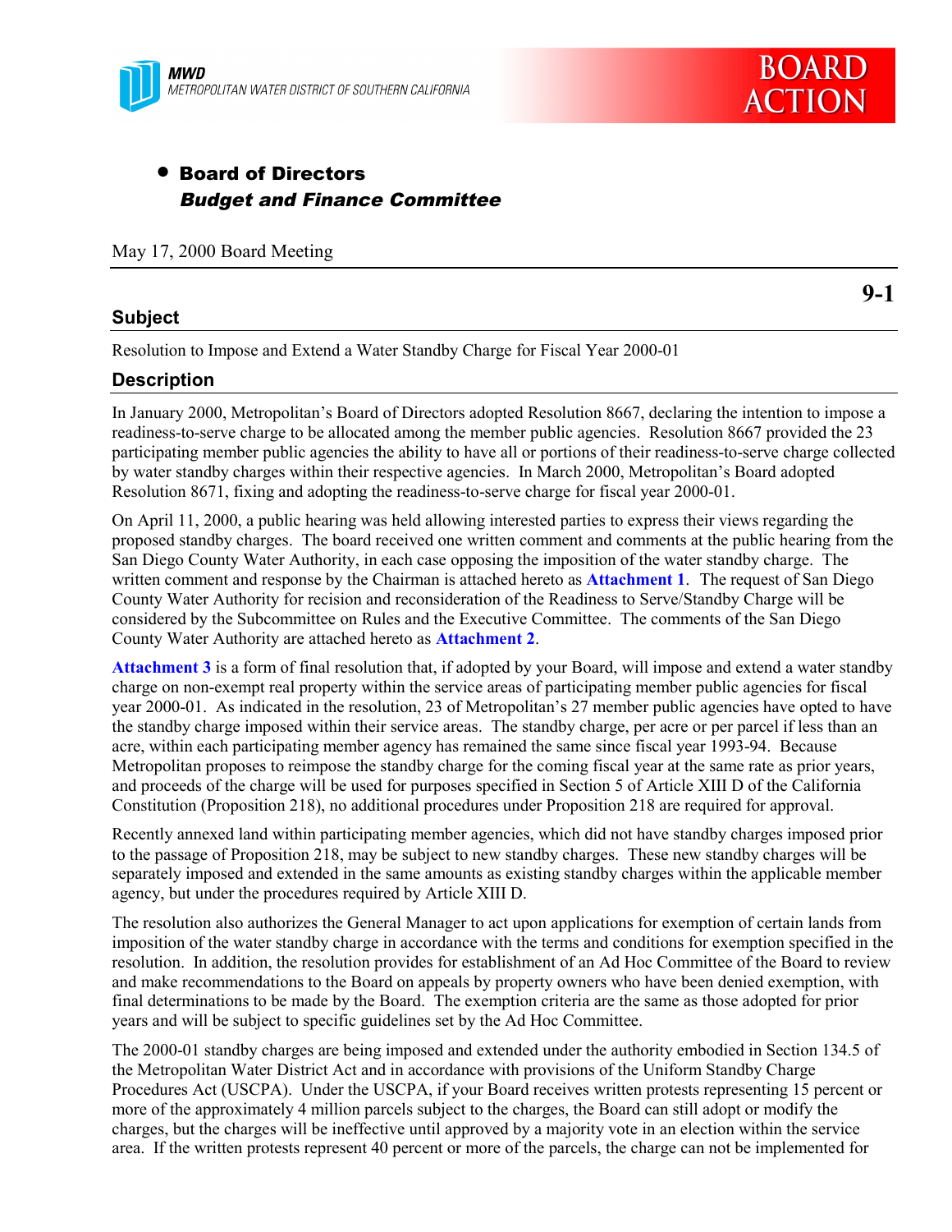MWD
METROPOLITAN WATER DISTRICT OF SOUTHERN CALIFORNIA

BOARD ACTION

- **Board of Directors**
  ***Budget and Finance Committee***

May 17, 2000 Board Meeting

**9-1**

## Subject

Resolution to Impose and Extend a Water Standby Charge for Fiscal Year 2000-01

## Description

In January 2000, Metropolitan's Board of Directors adopted Resolution 8667, declaring the intention to impose a readiness-to-serve charge to be allocated among the member public agencies. Resolution 8667 provided the 23 participating member public agencies the ability to have all or portions of their readiness-to-serve charge collected by water standby charges within their respective agencies. In March 2000, Metropolitan's Board adopted Resolution 8671, fixing and adopting the readiness-to-serve charge for fiscal year 2000-01.

On April 11, 2000, a public hearing was held allowing interested parties to express their views regarding the proposed standby charges. The board received one written comment and comments at the public hearing from the San Diego County Water Authority, in each case opposing the imposition of the water standby charge. The written comment and response by the Chairman is attached hereto as **Attachment 1**. The request of San Diego County Water Authority for recision and reconsideration of the Readiness to Serve/Standby Charge will be considered by the Subcommittee on Rules and the Executive Committee. The comments of the San Diego County Water Authority are attached hereto as **Attachment 2**.

**Attachment 3** is a form of final resolution that, if adopted by your Board, will impose and extend a water standby charge on non-exempt real property within the service areas of participating member public agencies for fiscal year 2000-01. As indicated in the resolution, 23 of Metropolitan's 27 member public agencies have opted to have the standby charge imposed within their service areas. The standby charge, per acre or per parcel if less than an acre, within each participating member agency has remained the same since fiscal year 1993-94. Because Metropolitan proposes to reimpose the standby charge for the coming fiscal year at the same rate as prior years, and proceeds of the charge will be used for purposes specified in Section 5 of Article XIII D of the California Constitution (Proposition 218), no additional procedures under Proposition 218 are required for approval.

Recently annexed land within participating member agencies, which did not have standby charges imposed prior to the passage of Proposition 218, may be subject to new standby charges. These new standby charges will be separately imposed and extended in the same amounts as existing standby charges within the applicable member agency, but under the procedures required by Article XIII D.

The resolution also authorizes the General Manager to act upon applications for exemption of certain lands from imposition of the water standby charge in accordance with the terms and conditions for exemption specified in the resolution. In addition, the resolution provides for establishment of an Ad Hoc Committee of the Board to review and make recommendations to the Board on appeals by property owners who have been denied exemption, with final determinations to be made by the Board. The exemption criteria are the same as those adopted for prior years and will be subject to specific guidelines set by the Ad Hoc Committee.

The 2000-01 standby charges are being imposed and extended under the authority embodied in Section 134.5 of the Metropolitan Water District Act and in accordance with provisions of the Uniform Standby Charge Procedures Act (USCPA). Under the USCPA, if your Board receives written protests representing 15 percent or more of the approximately 4 million parcels subject to the charges, the Board can still adopt or modify the charges, but the charges will be ineffective until approved by a majority vote in an election within the service area. If the written protests represent 40 percent or more of the parcels, the charge can not be implemented for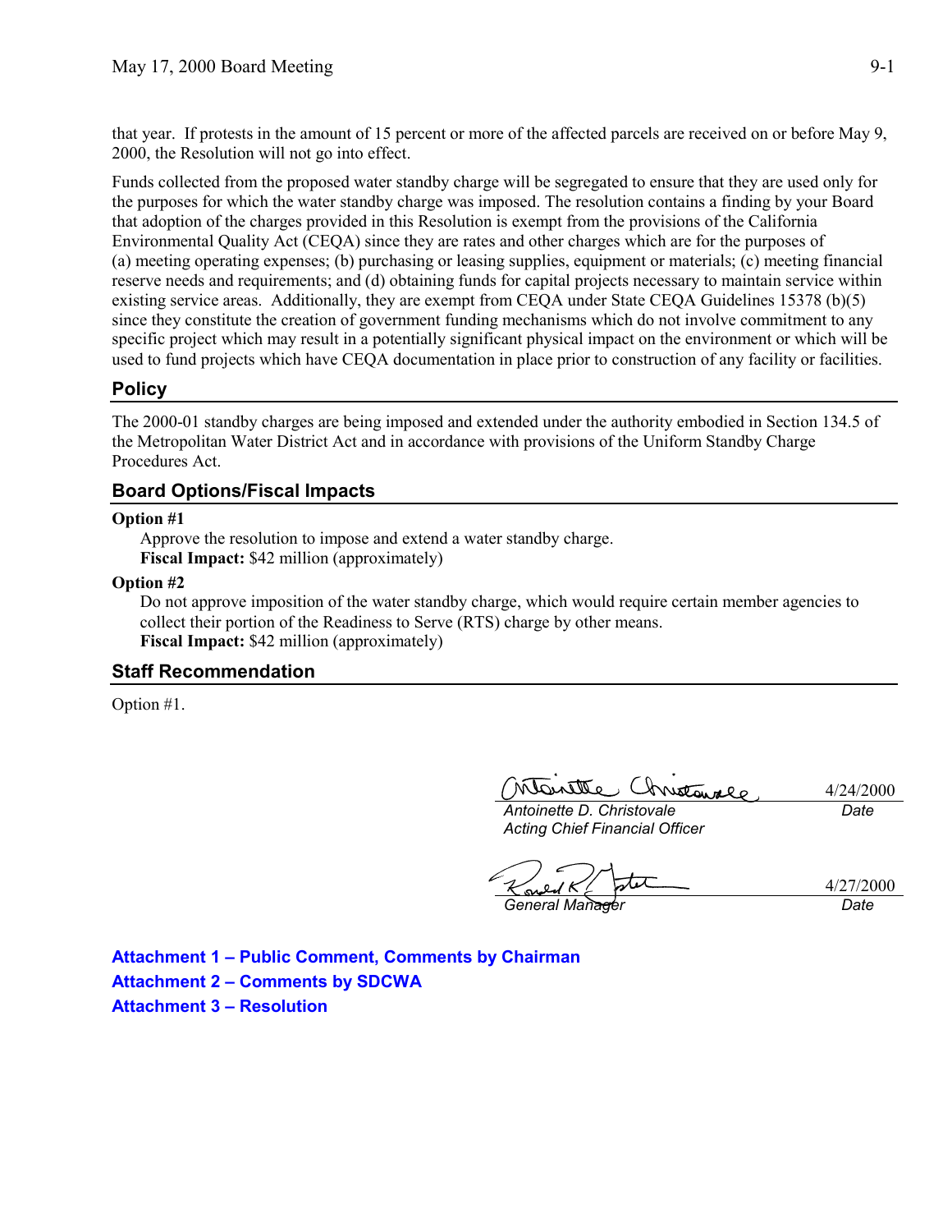that year. If protests in the amount of 15 percent or more of the affected parcels are received on or before May 9, 2000, the Resolution will not go into effect.

Funds collected from the proposed water standby charge will be segregated to ensure that they are used only for the purposes for which the water standby charge was imposed. The resolution contains a finding by your Board that adoption of the charges provided in this Resolution is exempt from the provisions of the California Environmental Quality Act (CEQA) since they are rates and other charges which are for the purposes of (a) meeting operating expenses; (b) purchasing or leasing supplies, equipment or materials; (c) meeting financial reserve needs and requirements; and (d) obtaining funds for capital projects necessary to maintain service within existing service areas. Additionally, they are exempt from CEQA under State CEQA Guidelines 15378 (b)(5) since they constitute the creation of government funding mechanisms which do not involve commitment to any specific project which may result in a potentially significant physical impact on the environment or which will be used to fund projects which have CEQA documentation in place prior to construction of any facility or facilities.

## Policy

The 2000-01 standby charges are being imposed and extended under the authority embodied in Section 134.5 of the Metropolitan Water District Act and in accordance with provisions of the Uniform Standby Charge Procedures Act.

## Board Options/Fiscal Impacts

**Option #1**

Approve the resolution to impose and extend a water standby charge.
**Fiscal Impact:** $42 million (approximately)

**Option #2**

Do not approve imposition of the water standby charge, which would require certain member agencies to collect their portion of the Readiness to Serve (RTS) charge by other means.
**Fiscal Impact:** $42 million (approximately)

## Staff Recommendation

Option #1.

*Antoinette D. Christovale*
*Acting Chief Financial Officer*
4/24/2000
*Date*

*General Manager*
4/27/2000
*Date*

**Attachment 1 – Public Comment, Comments by Chairman**
**Attachment 2 – Comments by SDCWA**
**Attachment 3 – Resolution**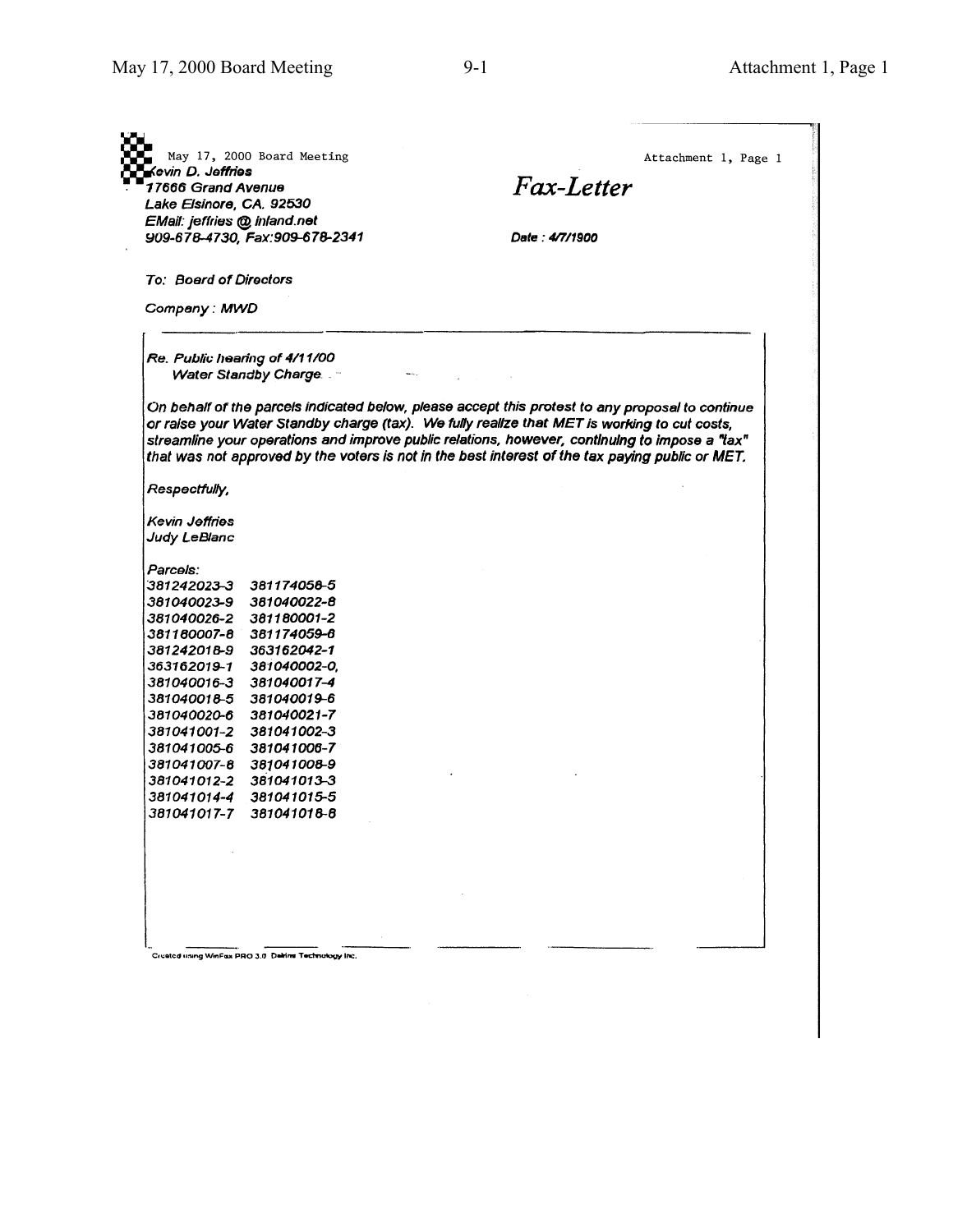Kevin D. Jeffries
17666 Grand Avenue
Lake Elsinore, CA. 92530
EMail: jeffries @ inland.net
909-678-4730, Fax:909-678-2341

# Fax-Letter

Date : 4/7/1900

To: Board of Directors

Company : MWD

Re. Public hearing of 4/11/00
Water Standby Charge

On behalf of the parcels indicated below, please accept this protest to any proposal to continue or raise your Water Standby charge (tax). We fully realize that MET is working to cut costs, streamline your operations and improve public relations, however, continuing to impose a "tax" that was not approved by the voters is not in the best interest of the tax paying public or MET.

Respectfully,

Kevin Jeffries
Judy LeBlanc

Parcels:

| | |
|---|---|
| 381242023-3 | 381174058-5 |
| 381040023-9 | 381040022-8 |
| 381040026-2 | 381180001-2 |
| 381180007-8 | 381174059-6 |
| 381242018-9 | 363162042-1 |
| 363162019-1 | 381040002-0, |
| 381040016-3 | 381040017-4 |
| 381040018-5 | 381040019-6 |
| 381040020-6 | 381040021-7 |
| 381041001-2 | 381041002-3 |
| 381041005-6 | 381041006-7 |
| 381041007-8 | 381041008-9 |
| 381041012-2 | 381041013-3 |
| 381041014-4 | 381041015-5 |
| 381041017-7 | 381041018-8 |

Created using WinFax PRO 3.0 Delrina Technology Inc.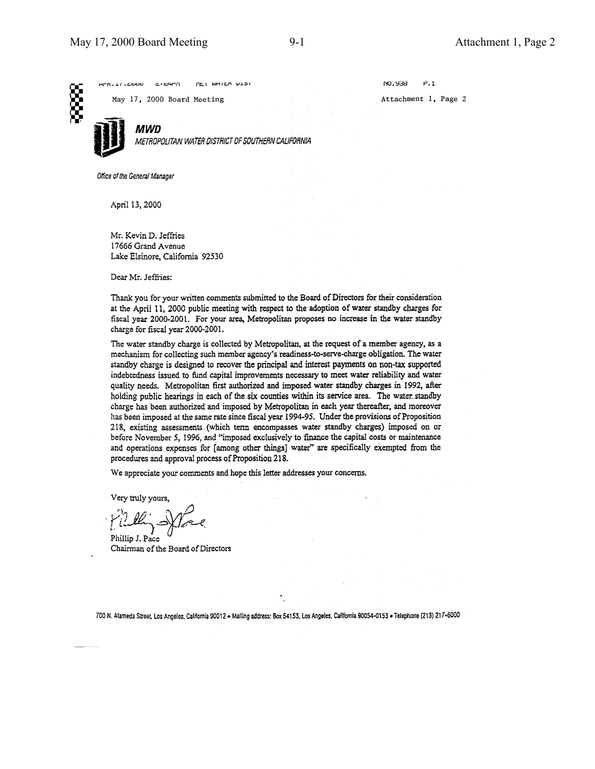**MWD**

*METROPOLITAN WATER DISTRICT OF SOUTHERN CALIFORNIA*

*Office of the General Manager*

April 13, 2000

Mr. Kevin D. Jeffries
17666 Grand Avenue
Lake Elsinore, California 92530

Dear Mr. Jeffries:

Thank you for your written comments submitted to the Board of Directors for their consideration at the April 11, 2000 public meeting with respect to the adoption of water standby charges for fiscal year 2000-2001. For your area, Metropolitan proposes no increase in the water standby charge for fiscal year 2000-2001.

The water standby charge is collected by Metropolitan, at the request of a member agency, as a mechanism for collecting such member agency's readiness-to-serve-charge obligation. The water standby charge is designed to recover the principal and interest payments on non-tax supported indebtedness issued to fund capital improvements necessary to meet water reliability and water quality needs. Metropolitan first authorized and imposed water standby charges in 1992, after holding public hearings in each of the six counties within its service area. The water standby charge has been authorized and imposed by Metropolitan in each year thereafter, and moreover has been imposed at the same rate since fiscal year 1994-95. Under the provisions of Proposition 218, existing assessments (which term encompasses water standby charges) imposed on or before November 5, 1996, and "imposed exclusively to finance the capital costs or maintenance and operations expenses for [among other things] water" are specifically exempted from the procedures and approval process of Proposition 218.

We appreciate your comments and hope this letter addresses your concerns.

Very truly yours,

Phillip J. Pace
Chairman of the Board of Directors

700 N. Alameda Street, Los Angeles, California 90012 • Mailing address: Box 54153, Los Angeles, California 90054-0153 • Telephone (213) 217-6000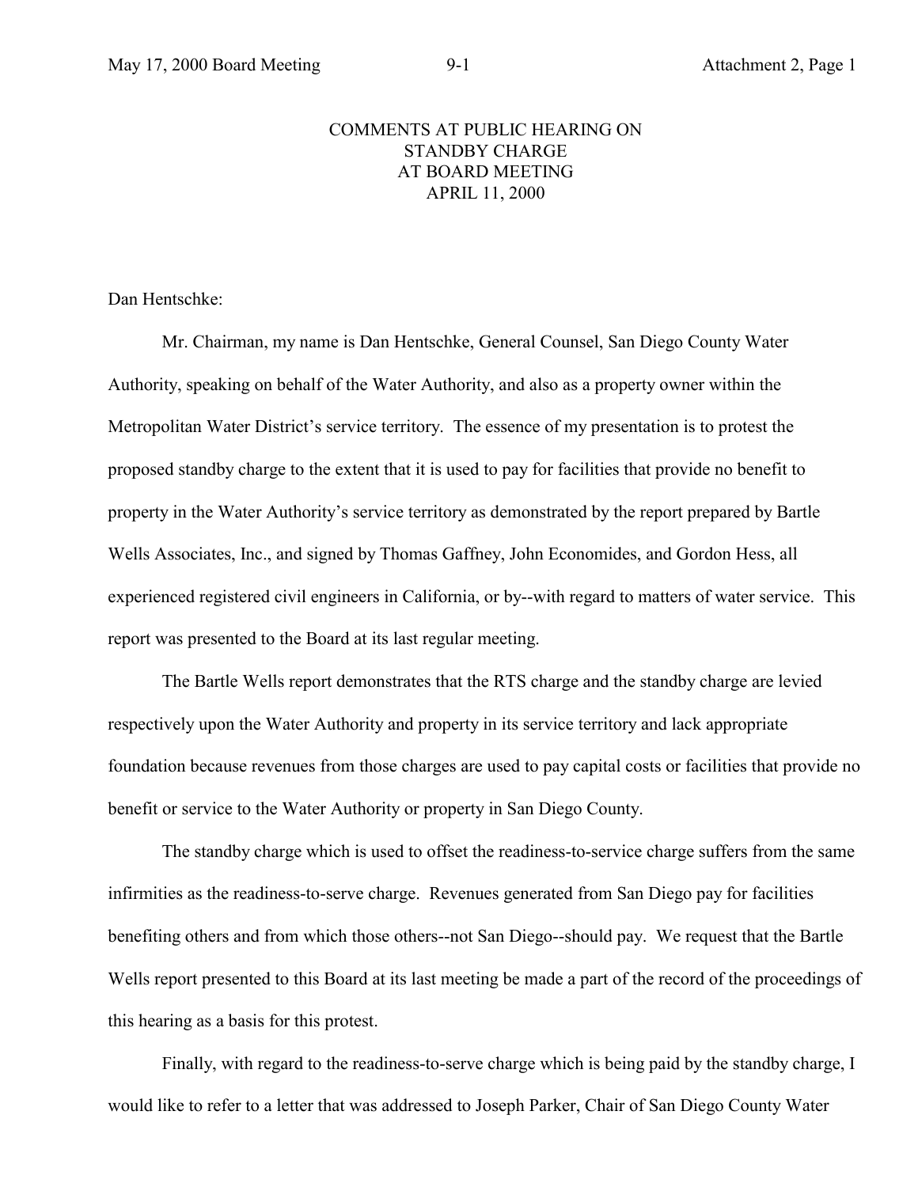# COMMENTS AT PUBLIC HEARING ON STANDBY CHARGE AT BOARD MEETING APRIL 11, 2000

Dan Hentschke:

Mr. Chairman, my name is Dan Hentschke, General Counsel, San Diego County Water Authority, speaking on behalf of the Water Authority, and also as a property owner within the Metropolitan Water District's service territory. The essence of my presentation is to protest the proposed standby charge to the extent that it is used to pay for facilities that provide no benefit to property in the Water Authority's service territory as demonstrated by the report prepared by Bartle Wells Associates, Inc., and signed by Thomas Gaffney, John Economides, and Gordon Hess, all experienced registered civil engineers in California, or by--with regard to matters of water service. This report was presented to the Board at its last regular meeting.

The Bartle Wells report demonstrates that the RTS charge and the standby charge are levied respectively upon the Water Authority and property in its service territory and lack appropriate foundation because revenues from those charges are used to pay capital costs or facilities that provide no benefit or service to the Water Authority or property in San Diego County.

The standby charge which is used to offset the readiness-to-service charge suffers from the same infirmities as the readiness-to-serve charge. Revenues generated from San Diego pay for facilities benefiting others and from which those others--not San Diego--should pay. We request that the Bartle Wells report presented to this Board at its last meeting be made a part of the record of the proceedings of this hearing as a basis for this protest.

Finally, with regard to the readiness-to-serve charge which is being paid by the standby charge, I would like to refer to a letter that was addressed to Joseph Parker, Chair of San Diego County Water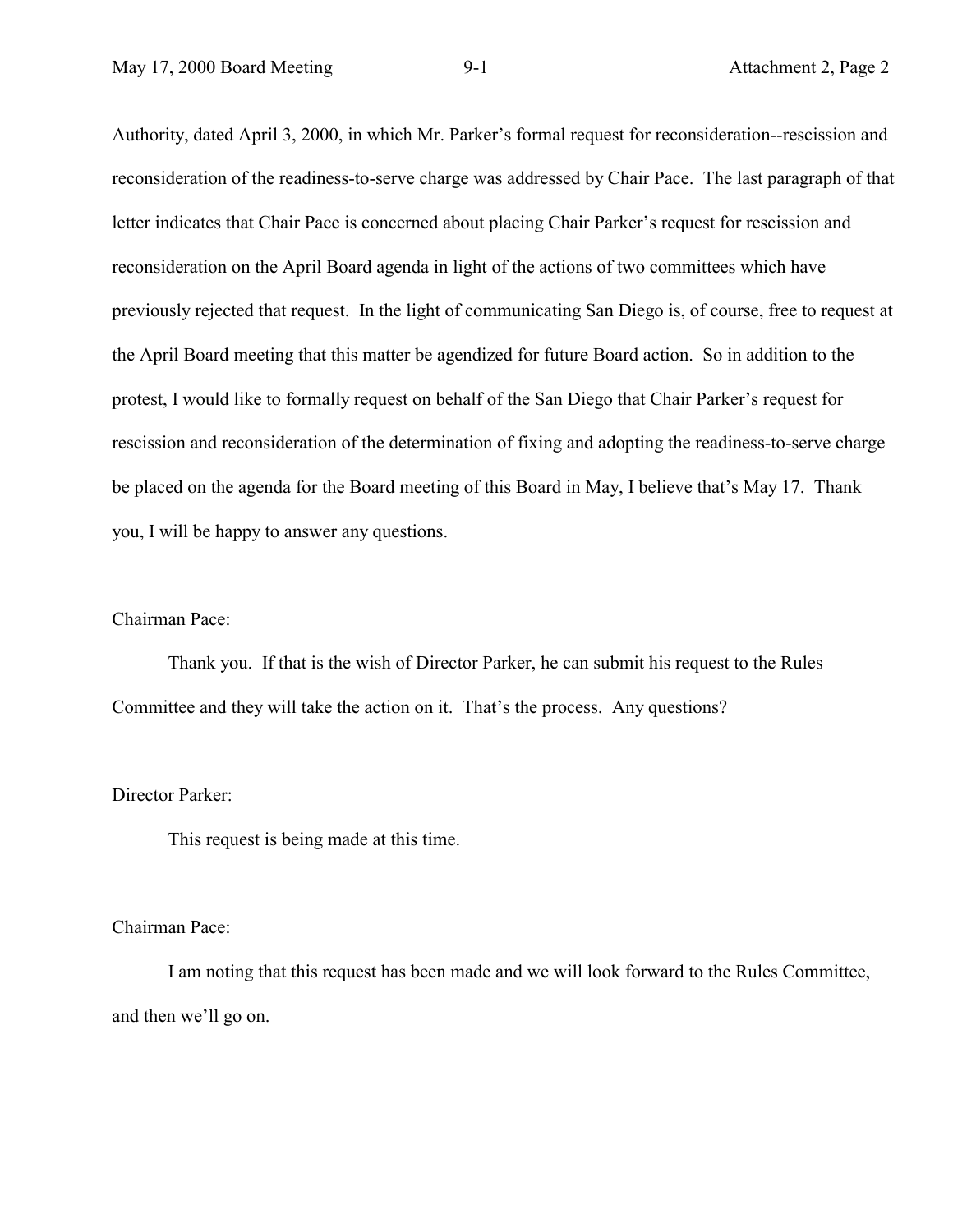Authority, dated April 3, 2000, in which Mr. Parker's formal request for reconsideration--rescission and reconsideration of the readiness-to-serve charge was addressed by Chair Pace. The last paragraph of that letter indicates that Chair Pace is concerned about placing Chair Parker's request for rescission and reconsideration on the April Board agenda in light of the actions of two committees which have previously rejected that request. In the light of communicating San Diego is, of course, free to request at the April Board meeting that this matter be agendized for future Board action. So in addition to the protest, I would like to formally request on behalf of the San Diego that Chair Parker's request for rescission and reconsideration of the determination of fixing and adopting the readiness-to-serve charge be placed on the agenda for the Board meeting of this Board in May, I believe that's May 17. Thank you, I will be happy to answer any questions.

Chairman Pace:

Thank you. If that is the wish of Director Parker, he can submit his request to the Rules Committee and they will take the action on it. That's the process. Any questions?

Director Parker:

This request is being made at this time.

Chairman Pace:

I am noting that this request has been made and we will look forward to the Rules Committee, and then we'll go on.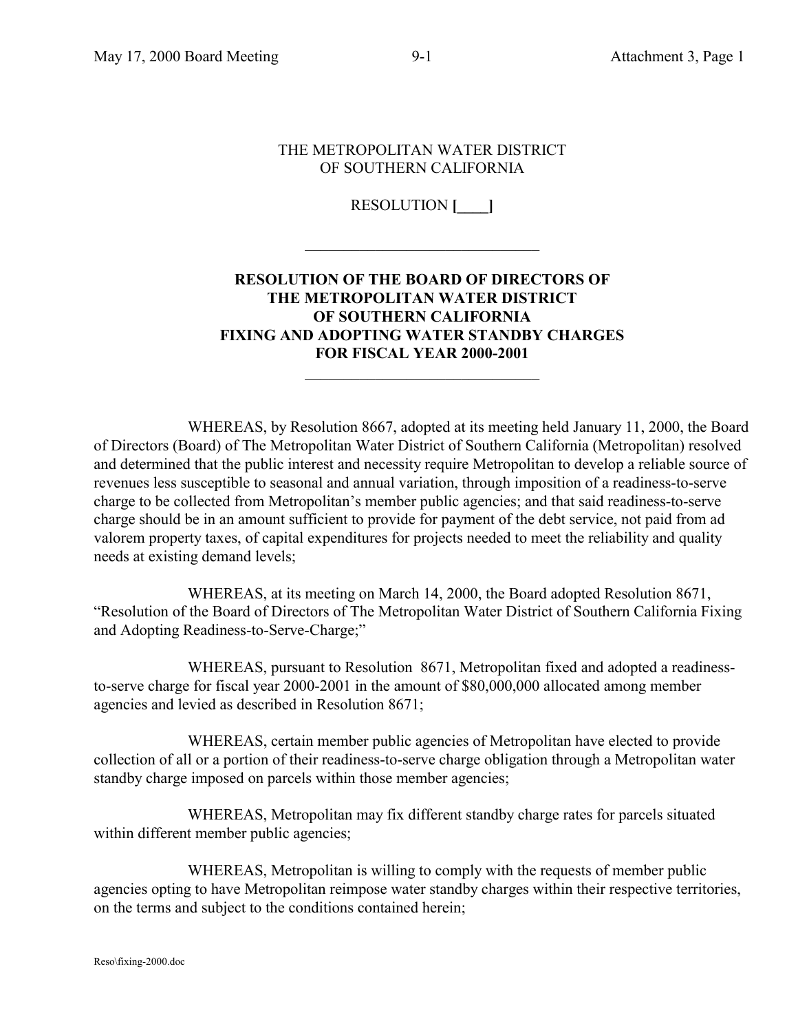THE METROPOLITAN WATER DISTRICT
OF SOUTHERN CALIFORNIA

RESOLUTION **[____]**

---

**RESOLUTION OF THE BOARD OF DIRECTORS OF THE METROPOLITAN WATER DISTRICT OF SOUTHERN CALIFORNIA FIXING AND ADOPTING WATER STANDBY CHARGES FOR FISCAL YEAR 2000-2001**

---

WHEREAS, by Resolution 8667, adopted at its meeting held January 11, 2000, the Board of Directors (Board) of The Metropolitan Water District of Southern California (Metropolitan) resolved and determined that the public interest and necessity require Metropolitan to develop a reliable source of revenues less susceptible to seasonal and annual variation, through imposition of a readiness-to-serve charge to be collected from Metropolitan's member public agencies; and that said readiness-to-serve charge should be in an amount sufficient to provide for payment of the debt service, not paid from ad valorem property taxes, of capital expenditures for projects needed to meet the reliability and quality needs at existing demand levels;

WHEREAS, at its meeting on March 14, 2000, the Board adopted Resolution 8671, "Resolution of the Board of Directors of The Metropolitan Water District of Southern California Fixing and Adopting Readiness-to-Serve-Charge;"

WHEREAS, pursuant to Resolution 8671, Metropolitan fixed and adopted a readiness-to-serve charge for fiscal year 2000-2001 in the amount of $80,000,000 allocated among member agencies and levied as described in Resolution 8671;

WHEREAS, certain member public agencies of Metropolitan have elected to provide collection of all or a portion of their readiness-to-serve charge obligation through a Metropolitan water standby charge imposed on parcels within those member agencies;

WHEREAS, Metropolitan may fix different standby charge rates for parcels situated within different member public agencies;

WHEREAS, Metropolitan is willing to comply with the requests of member public agencies opting to have Metropolitan reimpose water standby charges within their respective territories, on the terms and subject to the conditions contained herein;

Reso\fixing-2000.doc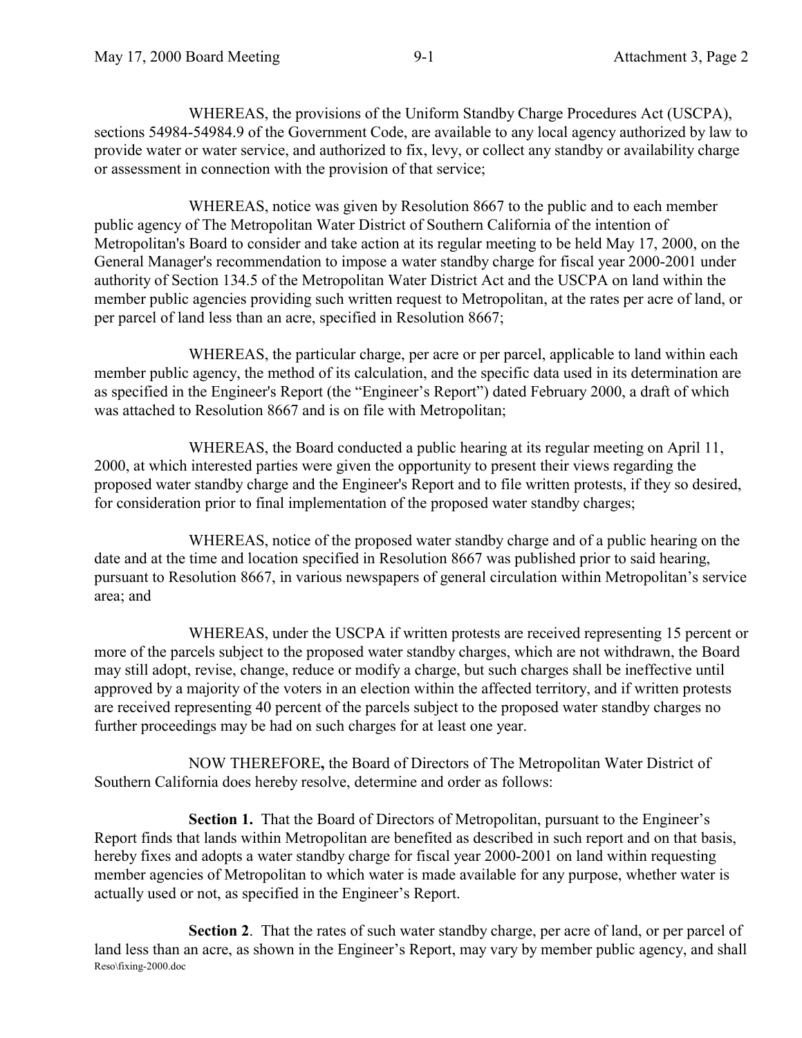WHEREAS, the provisions of the Uniform Standby Charge Procedures Act (USCPA), sections 54984-54984.9 of the Government Code, are available to any local agency authorized by law to provide water or water service, and authorized to fix, levy, or collect any standby or availability charge or assessment in connection with the provision of that service;

WHEREAS, notice was given by Resolution 8667 to the public and to each member public agency of The Metropolitan Water District of Southern California of the intention of Metropolitan's Board to consider and take action at its regular meeting to be held May 17, 2000, on the General Manager's recommendation to impose a water standby charge for fiscal year 2000-2001 under authority of Section 134.5 of the Metropolitan Water District Act and the USCPA on land within the member public agencies providing such written request to Metropolitan, at the rates per acre of land, or per parcel of land less than an acre, specified in Resolution 8667;

WHEREAS, the particular charge, per acre or per parcel, applicable to land within each member public agency, the method of its calculation, and the specific data used in its determination are as specified in the Engineer's Report (the "Engineer's Report") dated February 2000, a draft of which was attached to Resolution 8667 and is on file with Metropolitan;

WHEREAS, the Board conducted a public hearing at its regular meeting on April 11, 2000, at which interested parties were given the opportunity to present their views regarding the proposed water standby charge and the Engineer's Report and to file written protests, if they so desired, for consideration prior to final implementation of the proposed water standby charges;

WHEREAS, notice of the proposed water standby charge and of a public hearing on the date and at the time and location specified in Resolution 8667 was published prior to said hearing, pursuant to Resolution 8667, in various newspapers of general circulation within Metropolitan's service area; and

WHEREAS, under the USCPA if written protests are received representing 15 percent or more of the parcels subject to the proposed water standby charges, which are not withdrawn, the Board may still adopt, revise, change, reduce or modify a charge, but such charges shall be ineffective until approved by a majority of the voters in an election within the affected territory, and if written protests are received representing 40 percent of the parcels subject to the proposed water standby charges no further proceedings may be had on such charges for at least one year.

NOW THEREFORE**,** the Board of Directors of The Metropolitan Water District of Southern California does hereby resolve, determine and order as follows:

**Section 1.** That the Board of Directors of Metropolitan, pursuant to the Engineer's Report finds that lands within Metropolitan are benefited as described in such report and on that basis, hereby fixes and adopts a water standby charge for fiscal year 2000-2001 on land within requesting member agencies of Metropolitan to which water is made available for any purpose, whether water is actually used or not, as specified in the Engineer's Report.

**Section 2**. That the rates of such water standby charge, per acre of land, or per parcel of land less than an acre, as shown in the Engineer's Report, may vary by member public agency, and shall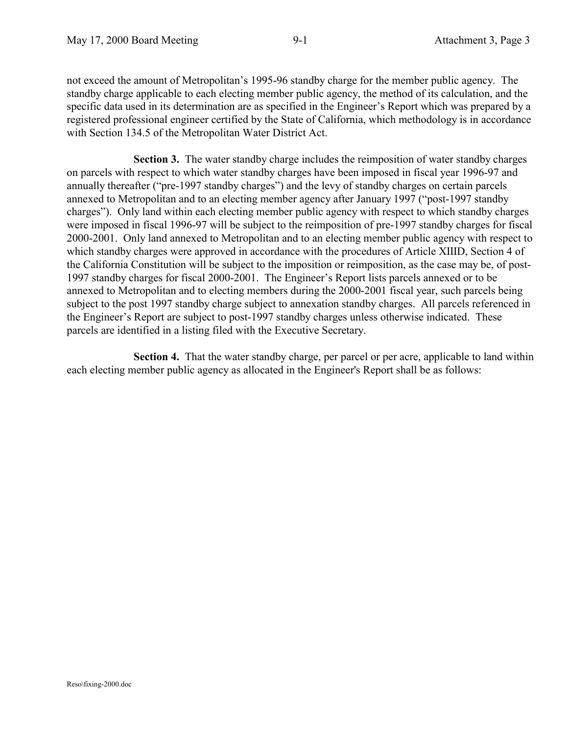not exceed the amount of Metropolitan's 1995-96 standby charge for the member public agency. The standby charge applicable to each electing member public agency, the method of its calculation, and the specific data used in its determination are as specified in the Engineer's Report which was prepared by a registered professional engineer certified by the State of California, which methodology is in accordance with Section 134.5 of the Metropolitan Water District Act.

**Section 3.** The water standby charge includes the reimposition of water standby charges on parcels with respect to which water standby charges have been imposed in fiscal year 1996-97 and annually thereafter ("pre-1997 standby charges") and the levy of standby charges on certain parcels annexed to Metropolitan and to an electing member agency after January 1997 ("post-1997 standby charges"). Only land within each electing member public agency with respect to which standby charges were imposed in fiscal 1996-97 will be subject to the reimposition of pre-1997 standby charges for fiscal 2000-2001. Only land annexed to Metropolitan and to an electing member public agency with respect to which standby charges were approved in accordance with the procedures of Article XIIID, Section 4 of the California Constitution will be subject to the imposition or reimposition, as the case may be, of post-1997 standby charges for fiscal 2000-2001. The Engineer's Report lists parcels annexed or to be annexed to Metropolitan and to electing members during the 2000-2001 fiscal year, such parcels being subject to the post 1997 standby charge subject to annexation standby charges. All parcels referenced in the Engineer's Report are subject to post-1997 standby charges unless otherwise indicated. These parcels are identified in a listing filed with the Executive Secretary.

**Section 4.** That the water standby charge, per parcel or per acre, applicable to land within each electing member public agency as allocated in the Engineer's Report shall be as follows: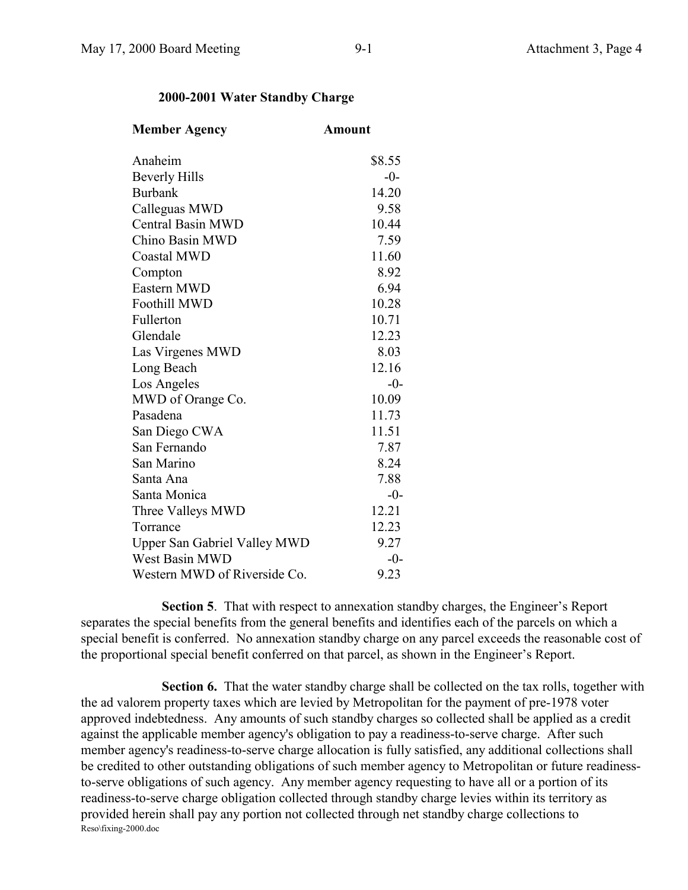**2000-2001 Water Standby Charge**

| Member Agency | Amount |
|---|---|
| Anaheim | $8.55 |
| Beverly Hills | -0- |
| Burbank | 14.20 |
| Calleguas MWD | 9.58 |
| Central Basin MWD | 10.44 |
| Chino Basin MWD | 7.59 |
| Coastal MWD | 11.60 |
| Compton | 8.92 |
| Eastern MWD | 6.94 |
| Foothill MWD | 10.28 |
| Fullerton | 10.71 |
| Glendale | 12.23 |
| Las Virgenes MWD | 8.03 |
| Long Beach | 12.16 |
| Los Angeles | -0- |
| MWD of Orange Co. | 10.09 |
| Pasadena | 11.73 |
| San Diego CWA | 11.51 |
| San Fernando | 7.87 |
| San Marino | 8.24 |
| Santa Ana | 7.88 |
| Santa Monica | -0- |
| Three Valleys MWD | 12.21 |
| Torrance | 12.23 |
| Upper San Gabriel Valley MWD | 9.27 |
| West Basin MWD | -0- |
| Western MWD of Riverside Co. | 9.23 |

**Section 5**. That with respect to annexation standby charges, the Engineer's Report separates the special benefits from the general benefits and identifies each of the parcels on which a special benefit is conferred. No annexation standby charge on any parcel exceeds the reasonable cost of the proportional special benefit conferred on that parcel, as shown in the Engineer's Report.

**Section 6.** That the water standby charge shall be collected on the tax rolls, together with the ad valorem property taxes which are levied by Metropolitan for the payment of pre-1978 voter approved indebtedness. Any amounts of such standby charges so collected shall be applied as a credit against the applicable member agency's obligation to pay a readiness-to-serve charge. After such member agency's readiness-to-serve charge allocation is fully satisfied, any additional collections shall be credited to other outstanding obligations of such member agency to Metropolitan or future readiness-to-serve obligations of such agency. Any member agency requesting to have all or a portion of its readiness-to-serve charge obligation collected through standby charge levies within its territory as provided herein shall pay any portion not collected through net standby charge collections to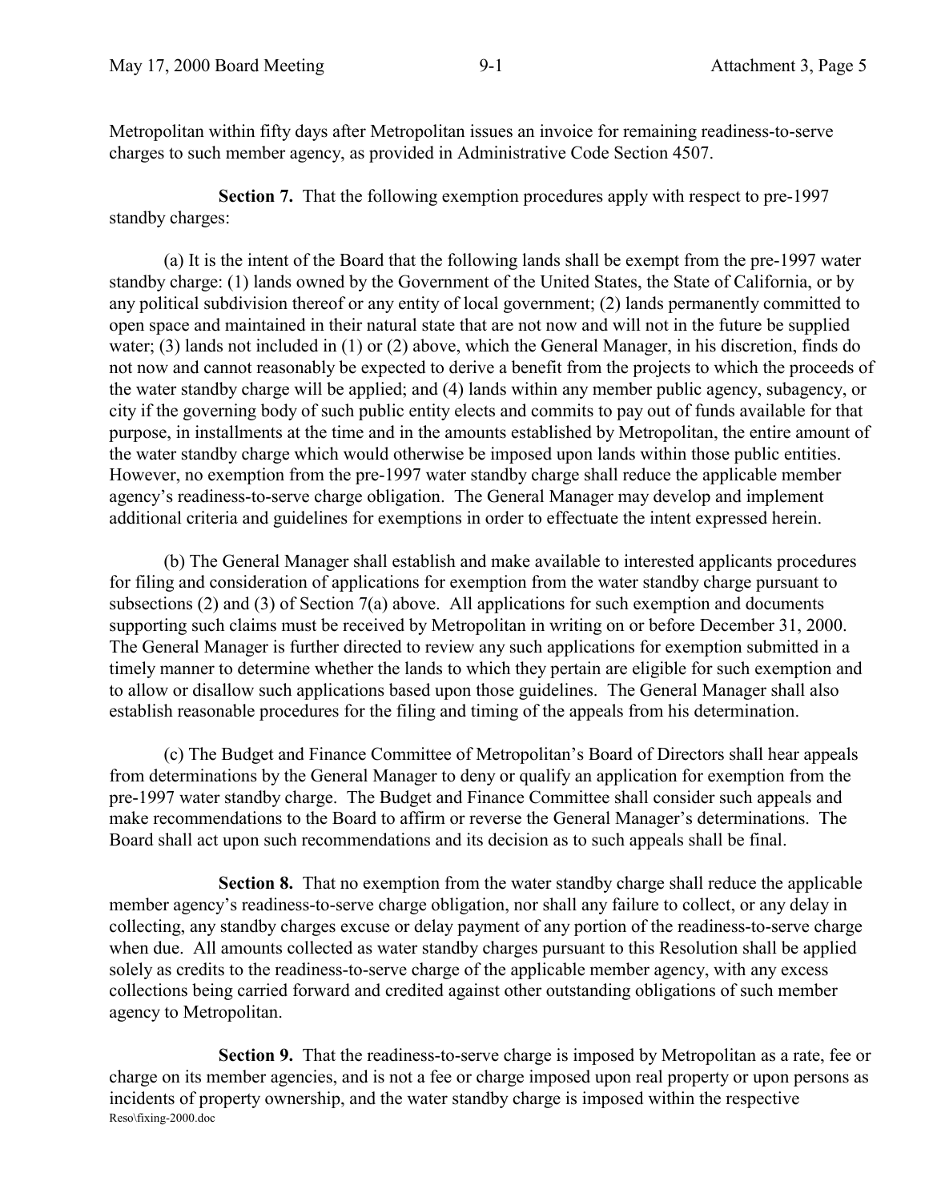Metropolitan within fifty days after Metropolitan issues an invoice for remaining readiness-to-serve charges to such member agency, as provided in Administrative Code Section 4507.

**Section 7.** That the following exemption procedures apply with respect to pre-1997 standby charges:

(a) It is the intent of the Board that the following lands shall be exempt from the pre-1997 water standby charge: (1) lands owned by the Government of the United States, the State of California, or by any political subdivision thereof or any entity of local government; (2) lands permanently committed to open space and maintained in their natural state that are not now and will not in the future be supplied water; (3) lands not included in (1) or (2) above, which the General Manager, in his discretion, finds do not now and cannot reasonably be expected to derive a benefit from the projects to which the proceeds of the water standby charge will be applied; and (4) lands within any member public agency, subagency, or city if the governing body of such public entity elects and commits to pay out of funds available for that purpose, in installments at the time and in the amounts established by Metropolitan, the entire amount of the water standby charge which would otherwise be imposed upon lands within those public entities. However, no exemption from the pre-1997 water standby charge shall reduce the applicable member agency's readiness-to-serve charge obligation. The General Manager may develop and implement additional criteria and guidelines for exemptions in order to effectuate the intent expressed herein.

(b) The General Manager shall establish and make available to interested applicants procedures for filing and consideration of applications for exemption from the water standby charge pursuant to subsections (2) and (3) of Section 7(a) above. All applications for such exemption and documents supporting such claims must be received by Metropolitan in writing on or before December 31, 2000. The General Manager is further directed to review any such applications for exemption submitted in a timely manner to determine whether the lands to which they pertain are eligible for such exemption and to allow or disallow such applications based upon those guidelines. The General Manager shall also establish reasonable procedures for the filing and timing of the appeals from his determination.

(c) The Budget and Finance Committee of Metropolitan's Board of Directors shall hear appeals from determinations by the General Manager to deny or qualify an application for exemption from the pre-1997 water standby charge. The Budget and Finance Committee shall consider such appeals and make recommendations to the Board to affirm or reverse the General Manager's determinations. The Board shall act upon such recommendations and its decision as to such appeals shall be final.

**Section 8.** That no exemption from the water standby charge shall reduce the applicable member agency's readiness-to-serve charge obligation, nor shall any failure to collect, or any delay in collecting, any standby charges excuse or delay payment of any portion of the readiness-to-serve charge when due. All amounts collected as water standby charges pursuant to this Resolution shall be applied solely as credits to the readiness-to-serve charge of the applicable member agency, with any excess collections being carried forward and credited against other outstanding obligations of such member agency to Metropolitan.

**Section 9.** That the readiness-to-serve charge is imposed by Metropolitan as a rate, fee or charge on its member agencies, and is not a fee or charge imposed upon real property or upon persons as incidents of property ownership, and the water standby charge is imposed within the respective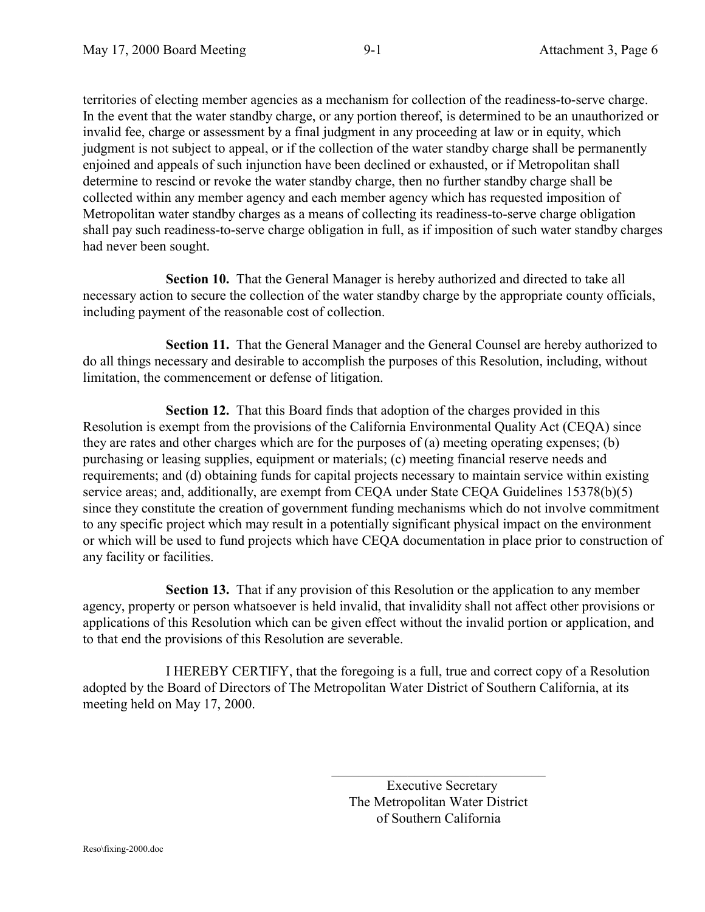territories of electing member agencies as a mechanism for collection of the readiness-to-serve charge. In the event that the water standby charge, or any portion thereof, is determined to be an unauthorized or invalid fee, charge or assessment by a final judgment in any proceeding at law or in equity, which judgment is not subject to appeal, or if the collection of the water standby charge shall be permanently enjoined and appeals of such injunction have been declined or exhausted, or if Metropolitan shall determine to rescind or revoke the water standby charge, then no further standby charge shall be collected within any member agency and each member agency which has requested imposition of Metropolitan water standby charges as a means of collecting its readiness-to-serve charge obligation shall pay such readiness-to-serve charge obligation in full, as if imposition of such water standby charges had never been sought.

**Section 10.** That the General Manager is hereby authorized and directed to take all necessary action to secure the collection of the water standby charge by the appropriate county officials, including payment of the reasonable cost of collection.

**Section 11.** That the General Manager and the General Counsel are hereby authorized to do all things necessary and desirable to accomplish the purposes of this Resolution, including, without limitation, the commencement or defense of litigation.

**Section 12.** That this Board finds that adoption of the charges provided in this Resolution is exempt from the provisions of the California Environmental Quality Act (CEQA) since they are rates and other charges which are for the purposes of (a) meeting operating expenses; (b) purchasing or leasing supplies, equipment or materials; (c) meeting financial reserve needs and requirements; and (d) obtaining funds for capital projects necessary to maintain service within existing service areas; and, additionally, are exempt from CEQA under State CEQA Guidelines 15378(b)(5) since they constitute the creation of government funding mechanisms which do not involve commitment to any specific project which may result in a potentially significant physical impact on the environment or which will be used to fund projects which have CEQA documentation in place prior to construction of any facility or facilities.

**Section 13.** That if any provision of this Resolution or the application to any member agency, property or person whatsoever is held invalid, that invalidity shall not affect other provisions or applications of this Resolution which can be given effect without the invalid portion or application, and to that end the provisions of this Resolution are severable.

I HEREBY CERTIFY, that the foregoing is a full, true and correct copy of a Resolution adopted by the Board of Directors of The Metropolitan Water District of Southern California, at its meeting held on May 17, 2000.

\_\_\_\_\_\_\_\_\_\_\_\_\_\_\_\_\_\_\_\_\_\_\_\_\_\_\_\_\_\_\_\_

Executive Secretary
The Metropolitan Water District
of Southern California

Reso\fixing-2000.doc